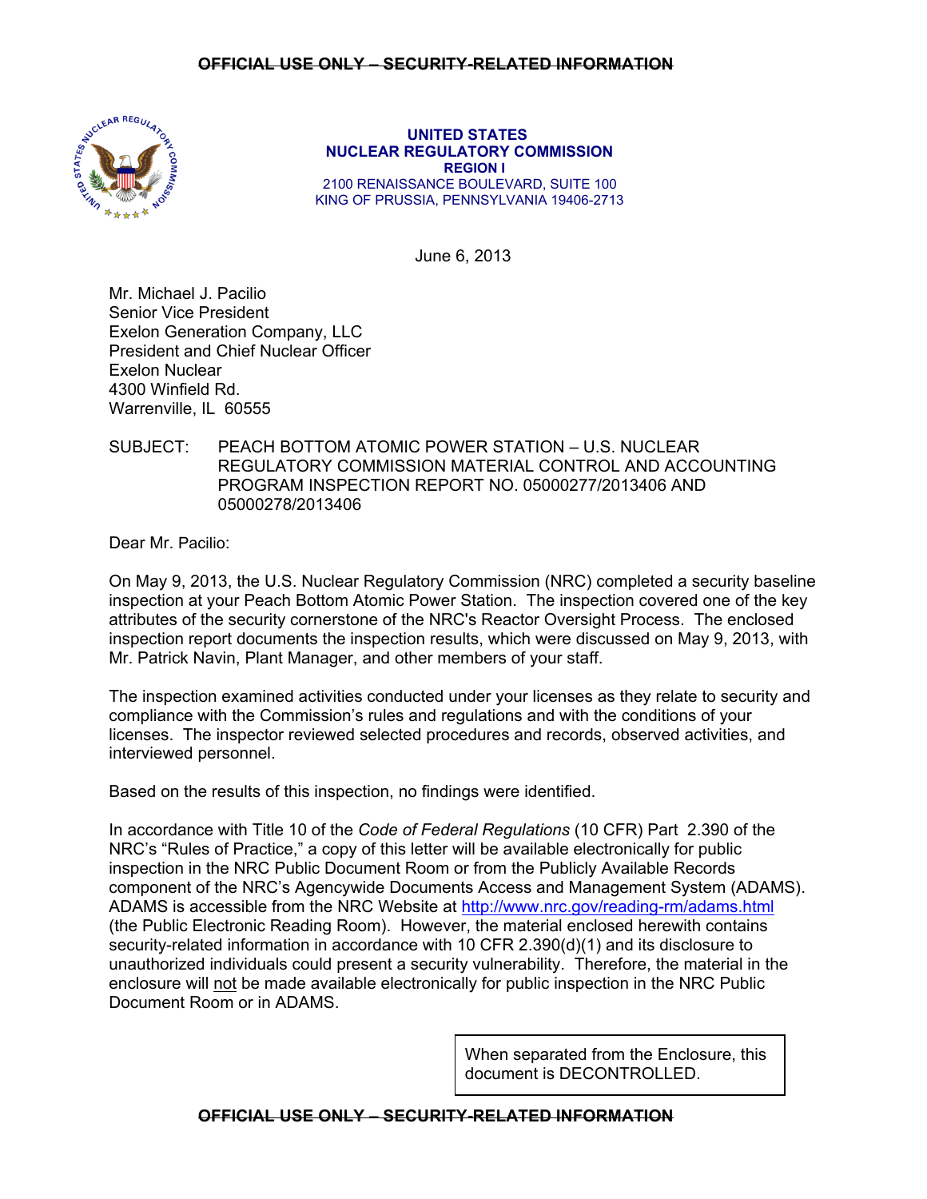~~OFFICIAL USE ONLY – SECURITY-RELATED INFORMATION~~

**UNITED STATES**
**NUCLEAR REGULATORY COMMISSION**
**REGION I**
2100 RENAISSANCE BOULEVARD, SUITE 100
KING OF PRUSSIA, PENNSYLVANIA 19406-2713

June 6, 2013

Mr. Michael J. Pacilio
Senior Vice President
Exelon Generation Company, LLC
President and Chief Nuclear Officer
Exelon Nuclear
4300 Winfield Rd.
Warrenville, IL 60555

SUBJECT: PEACH BOTTOM ATOMIC POWER STATION – U.S. NUCLEAR REGULATORY COMMISSION MATERIAL CONTROL AND ACCOUNTING PROGRAM INSPECTION REPORT NO. 05000277/2013406 AND 05000278/2013406

Dear Mr. Pacilio:

On May 9, 2013, the U.S. Nuclear Regulatory Commission (NRC) completed a security baseline inspection at your Peach Bottom Atomic Power Station. The inspection covered one of the key attributes of the security cornerstone of the NRC's Reactor Oversight Process. The enclosed inspection report documents the inspection results, which were discussed on May 9, 2013, with Mr. Patrick Navin, Plant Manager, and other members of your staff.

The inspection examined activities conducted under your licenses as they relate to security and compliance with the Commission's rules and regulations and with the conditions of your licenses. The inspector reviewed selected procedures and records, observed activities, and interviewed personnel.

Based on the results of this inspection, no findings were identified.

In accordance with Title 10 of the *Code of Federal Regulations* (10 CFR) Part 2.390 of the NRC's "Rules of Practice," a copy of this letter will be available electronically for public inspection in the NRC Public Document Room or from the Publicly Available Records component of the NRC's Agencywide Documents Access and Management System (ADAMS). ADAMS is accessible from the NRC Website at http://www.nrc.gov/reading-rm/adams.html (the Public Electronic Reading Room). However, the material enclosed herewith contains security-related information in accordance with 10 CFR 2.390(d)(1) and its disclosure to unauthorized individuals could present a security vulnerability. Therefore, the material in the enclosure will not be made available electronically for public inspection in the NRC Public Document Room or in ADAMS.

When separated from the Enclosure, this document is DECONTROLLED.

~~OFFICIAL USE ONLY – SECURITY-RELATED INFORMATION~~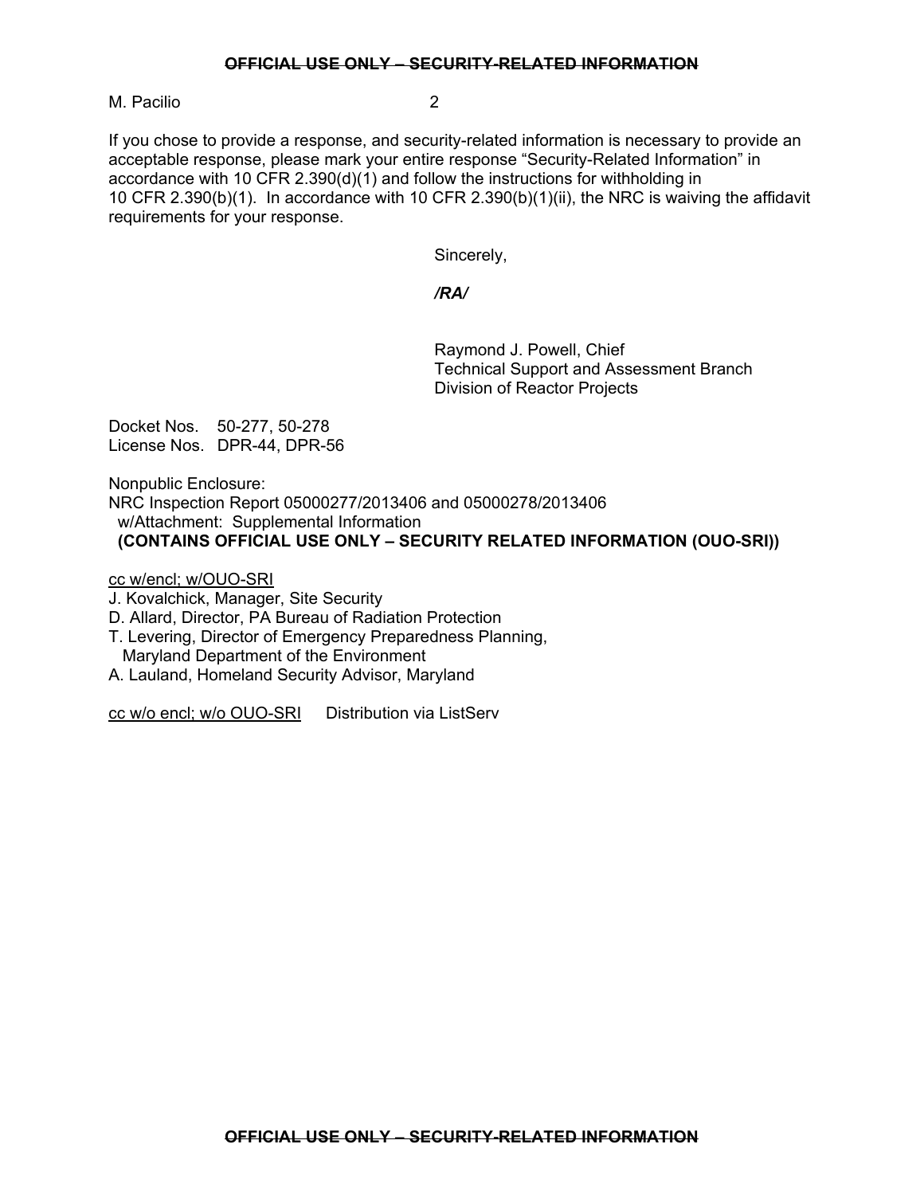M. Pacilio

If you chose to provide a response, and security-related information is necessary to provide an acceptable response, please mark your entire response "Security-Related Information" in accordance with 10 CFR 2.390(d)(1) and follow the instructions for withholding in 10 CFR 2.390(b)(1). In accordance with 10 CFR 2.390(b)(1)(ii), the NRC is waiving the affidavit requirements for your response.

Sincerely,

***/RA/***

Raymond J. Powell, Chief
Technical Support and Assessment Branch
Division of Reactor Projects

Docket Nos. 50-277, 50-278
License Nos. DPR-44, DPR-56

Nonpublic Enclosure:
NRC Inspection Report 05000277/2013406 and 05000278/2013406
w/Attachment: Supplemental Information
**(CONTAINS OFFICIAL USE ONLY – SECURITY RELATED INFORMATION (OUO-SRI))**

cc w/encl; w/OUO-SRI
J. Kovalchick, Manager, Site Security
D. Allard, Director, PA Bureau of Radiation Protection
T. Levering, Director of Emergency Preparedness Planning, Maryland Department of the Environment
A. Lauland, Homeland Security Advisor, Maryland

cc w/o encl; w/o OUO-SRI Distribution via ListServ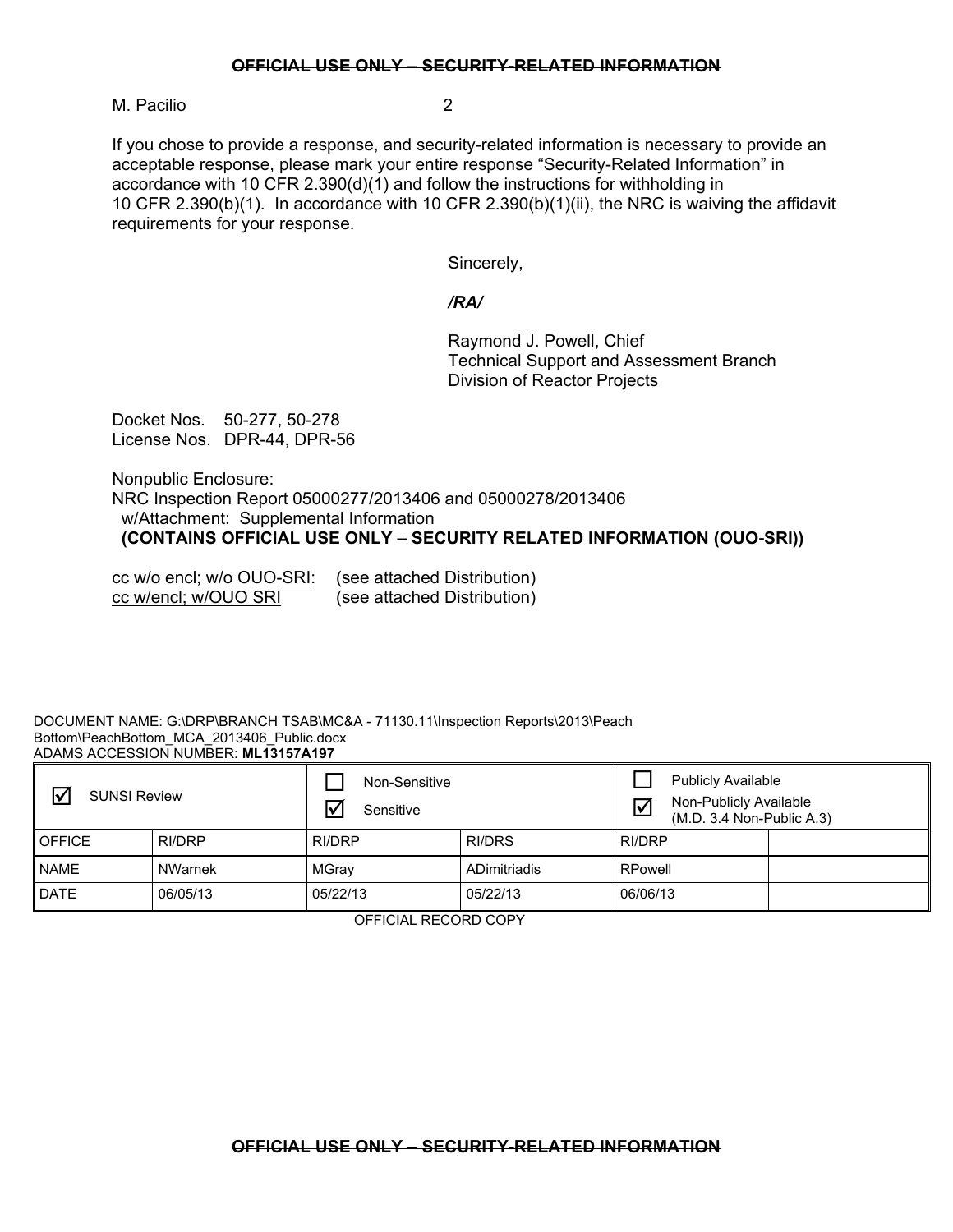M. Pacilio

If you chose to provide a response, and security-related information is necessary to provide an acceptable response, please mark your entire response "Security-Related Information" in accordance with 10 CFR 2.390(d)(1) and follow the instructions for withholding in 10 CFR 2.390(b)(1). In accordance with 10 CFR 2.390(b)(1)(ii), the NRC is waiving the affidavit requirements for your response.

Sincerely,

*/RA/*

Raymond J. Powell, Chief
Technical Support and Assessment Branch
Division of Reactor Projects

Docket Nos. 50-277, 50-278
License Nos. DPR-44, DPR-56

Nonpublic Enclosure:
NRC Inspection Report 05000277/2013406 and 05000278/2013406
w/Attachment: Supplemental Information
**(CONTAINS OFFICIAL USE ONLY – SECURITY RELATED INFORMATION (OUO-SRI))**

cc w/o encl; w/o OUO-SRI: (see attached Distribution)
cc w/encl; w/OUO SRI (see attached Distribution)

DOCUMENT NAME: G:\DRP\BRANCH TSAB\MC&A - 71130.11\Inspection Reports\2013\Peach Bottom\PeachBottom_MCA_2013406_Public.docx
ADAMS ACCESSION NUMBER: **ML13157A197**

| ☑ SUNSI Review | | ☐ Non-Sensitive<br>☑ Sensitive | | ☐ Publicly Available<br>☑ Non-Publicly Available (M.D. 3.4 Non-Public A.3) | |
|---|---|---|---|---|---|
| OFFICE | RI/DRP | RI/DRP | RI/DRS | RI/DRP | |
| NAME | NWarnek | MGray | ADimitriadis | RPowell | |
| DATE | 06/05/13 | 05/22/13 | 05/22/13 | 06/06/13 | |

OFFICIAL RECORD COPY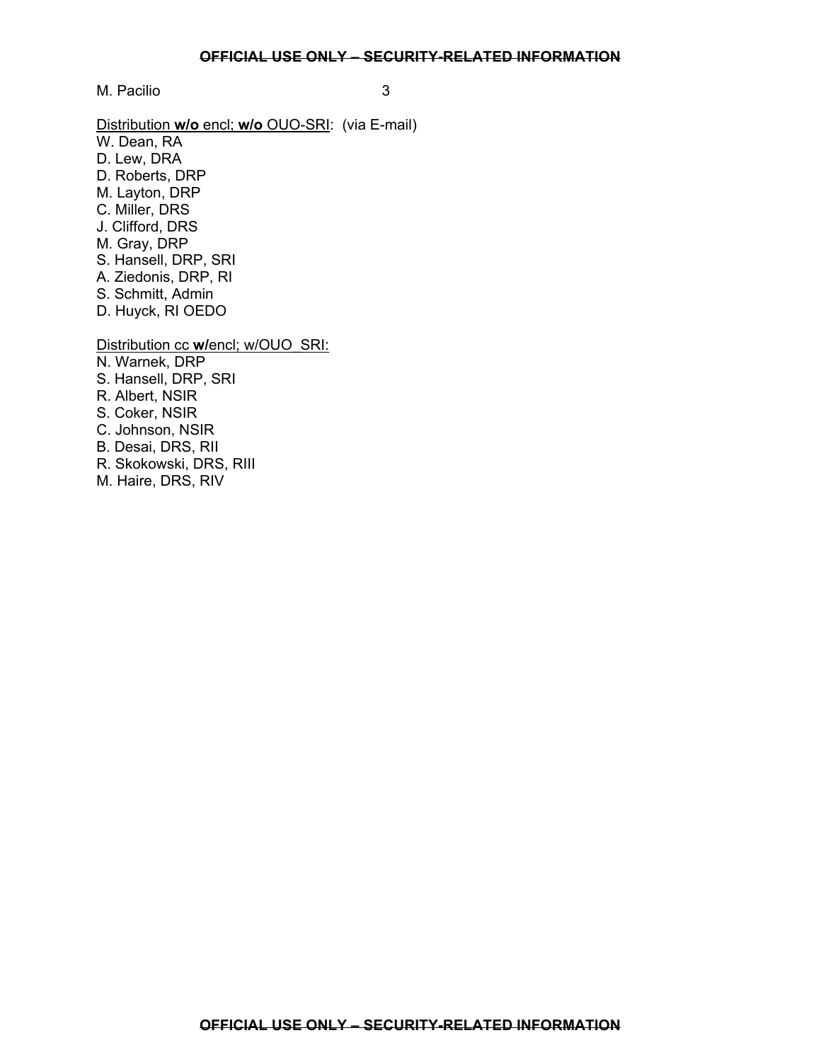Distribution **w/o** encl; **w/o** OUO-SRI: (via E-mail)

W. Dean, RA
D. Lew, DRA
D. Roberts, DRP
M. Layton, DRP
C. Miller, DRS
J. Clifford, DRS
M. Gray, DRP
S. Hansell, DRP, SRI
A. Ziedonis, DRP, RI
S. Schmitt, Admin
D. Huyck, RI OEDO

Distribution cc **w/**encl; w/OUO_SRI:

N. Warnek, DRP
S. Hansell, DRP, SRI
R. Albert, NSIR
S. Coker, NSIR
C. Johnson, NSIR
B. Desai, DRS, RII
R. Skokowski, DRS, RIII
M. Haire, DRS, RIV